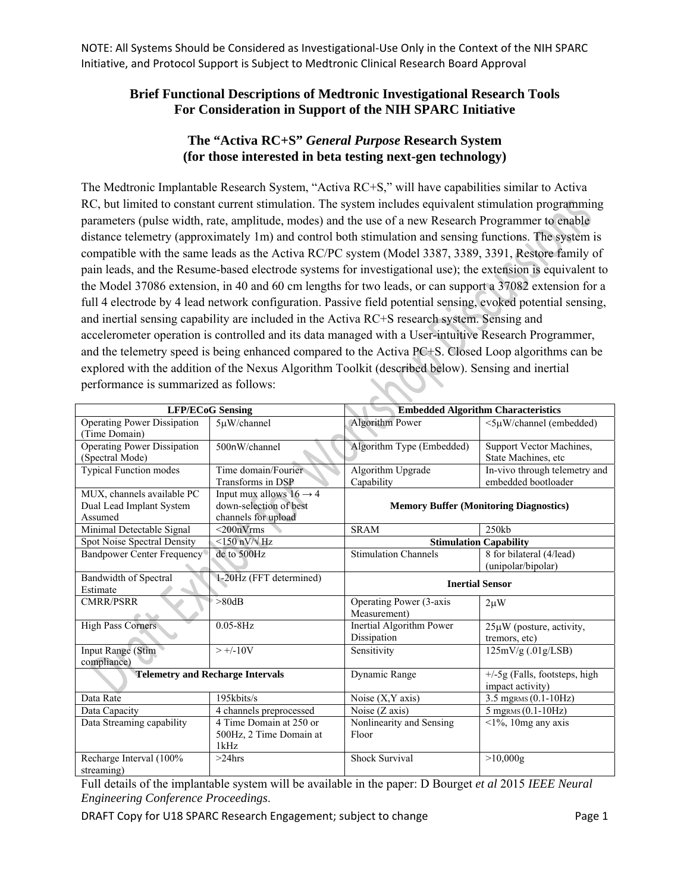NOTE: All Systems Should be Considered as Investigational-Use Only in the Context of the NIH SPARC Initiative, and Protocol Support is Subject to Medtronic Clinical Research Board Approval

# Brief Functional Descriptions of Medtronic Investigational Research Tools For Consideration in Support of the NIH SPARC Initiative

## The "Activa RC+S" *General Purpose* Research System (for those interested in beta testing next-gen technology)

The Medtronic Implantable Research System, "Activa RC+S," will have capabilities similar to Activa RC, but limited to constant current stimulation. The system includes equivalent stimulation programming parameters (pulse width, rate, amplitude, modes) and the use of a new Research Programmer to enable distance telemetry (approximately 1m) and control both stimulation and sensing functions. The system is compatible with the same leads as the Activa RC/PC system (Model 3387, 3389, 3391, Restore family of pain leads, and the Resume-based electrode systems for investigational use); the extension is equivalent to the Model 37086 extension, in 40 and 60 cm lengths for two leads, or can support a 37082 extension for a full 4 electrode by 4 lead network configuration. Passive field potential sensing, evoked potential sensing, and inertial sensing capability are included in the Activa RC+S research system. Sensing and accelerometer operation is controlled and its data managed with a User-intuitive Research Programmer, and the telemetry speed is being enhanced compared to the Activa PC+S. Closed Loop algorithms can be explored with the addition of the Nexus Algorithm Toolkit (described below). Sensing and inertial performance is summarized as follows:

| LFP/ECoG Sensing | | Embedded Algorithm Characteristics | |
|---|---|---|---|
| Operating Power Dissipation (Time Domain) | 5μW/channel | Algorithm Power | <5μW/channel (embedded) |
| Operating Power Dissipation (Spectral Mode) | 500nW/channel | Algorithm Type (Embedded) | Support Vector Machines, State Machines, etc |
| Typical Function modes | Time domain/Fourier Transforms in DSP | Algorithm Upgrade Capability | In-vivo through telemetry and embedded bootloader |
| MUX, channels available PC Dual Lead Implant System Assumed | Input mux allows 16 → 4 down-selection of best channels for upload | **Memory Buffer (Monitoring Diagnostics)** | |
| Minimal Detectable Signal | <200nVrms | SRAM | 250kb |
| Spot Noise Spectral Density | <150 nV/√Hz | **Stimulation Capability** | |
| Bandpower Center Frequency | dc to 500Hz | Stimulation Channels | 8 for bilateral (4/lead) (unipolar/bipolar) |
| Bandwidth of Spectral Estimate | 1-20Hz (FFT determined) | **Inertial Sensor** | |
| CMRR/PSRR | >80dB | Operating Power (3-axis Measurement) | 2μW |
| High Pass Corners | 0.05-8Hz | Inertial Algorithm Power Dissipation | 25μW (posture, activity, tremors, etc) |
| Input Range (Stim compliance) | > +/-10V | Sensitivity | 125mV/g (.01g/LSB) |
| **Telemetry and Recharge Intervals** | | Dynamic Range | +/-5g (Falls, footsteps, high impact activity) |
| Data Rate | 195kbits/s | Noise (X,Y axis) | 3.5 mgRMS (0.1-10Hz) |
| Data Capacity | 4 channels preprocessed | Noise (Z axis) | 5 mgRMS (0.1-10Hz) |
| Data Streaming capability | 4 Time Domain at 250 or 500Hz, 2 Time Domain at 1kHz | Nonlinearity and Sensing Floor | <1%, 10mg any axis |
| Recharge Interval (100% streaming) | >24hrs | Shock Survival | >10,000g |

Full details of the implantable system will be available in the paper: D Bourget *et al* 2015 *IEEE Neural Engineering Conference Proceedings*.

DRAFT Copy for U18 SPARC Research Engagement; subject to change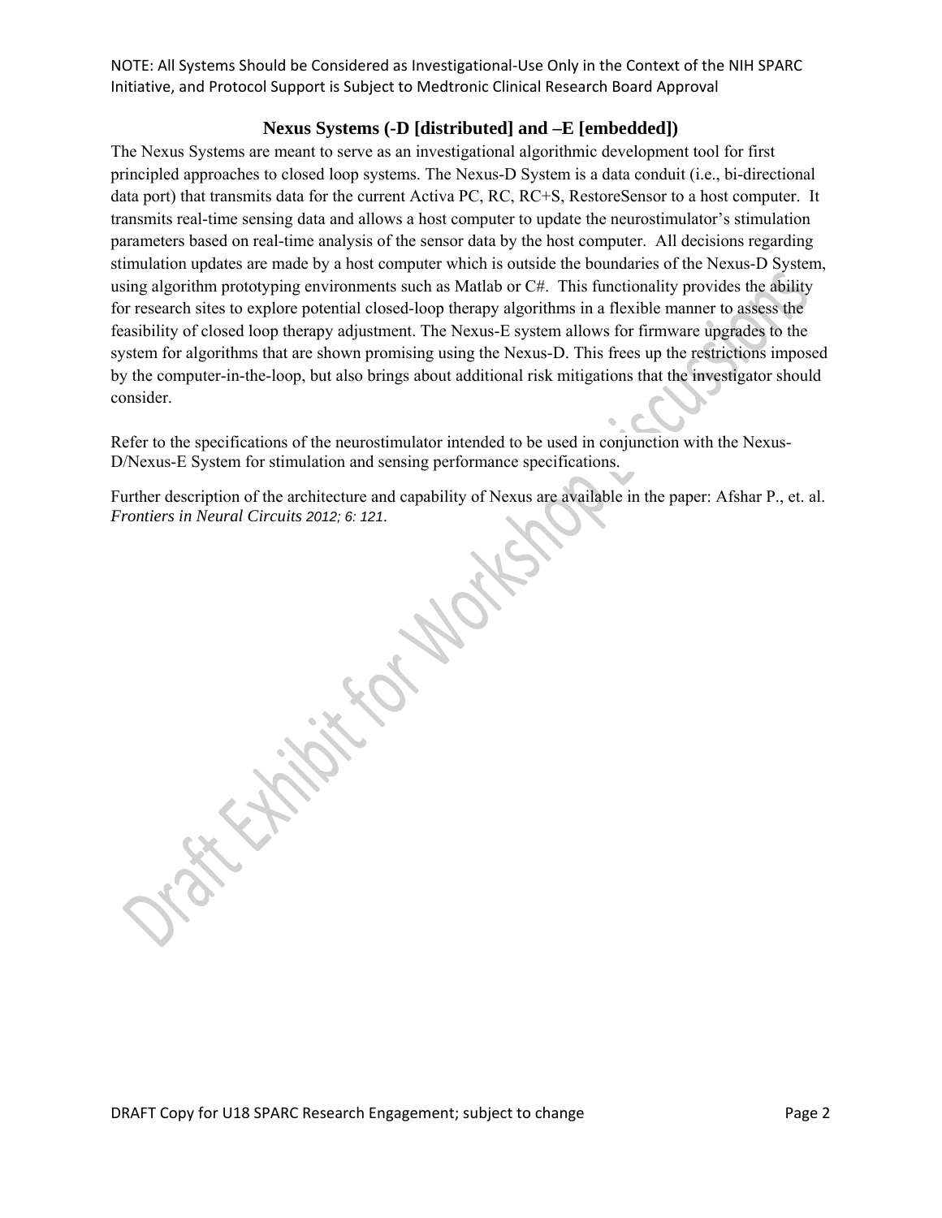NOTE: All Systems Should be Considered as Investigational-Use Only in the Context of the NIH SPARC Initiative, and Protocol Support is Subject to Medtronic Clinical Research Board Approval

## Nexus Systems (-D [distributed] and –E [embedded])

The Nexus Systems are meant to serve as an investigational algorithmic development tool for first principled approaches to closed loop systems. The Nexus-D System is a data conduit (i.e., bi-directional data port) that transmits data for the current Activa PC, RC, RC+S, RestoreSensor to a host computer. It transmits real-time sensing data and allows a host computer to update the neurostimulator's stimulation parameters based on real-time analysis of the sensor data by the host computer. All decisions regarding stimulation updates are made by a host computer which is outside the boundaries of the Nexus-D System, using algorithm prototyping environments such as Matlab or C#. This functionality provides the ability for research sites to explore potential closed-loop therapy algorithms in a flexible manner to assess the feasibility of closed loop therapy adjustment. The Nexus-E system allows for firmware upgrades to the system for algorithms that are shown promising using the Nexus-D. This frees up the restrictions imposed by the computer-in-the-loop, but also brings about additional risk mitigations that the investigator should consider.

Refer to the specifications of the neurostimulator intended to be used in conjunction with the Nexus-D/Nexus-E System for stimulation and sensing performance specifications.

Further description of the architecture and capability of Nexus are available in the paper: Afshar P., et. al. *Frontiers in Neural Circuits* 2012; 6: 121.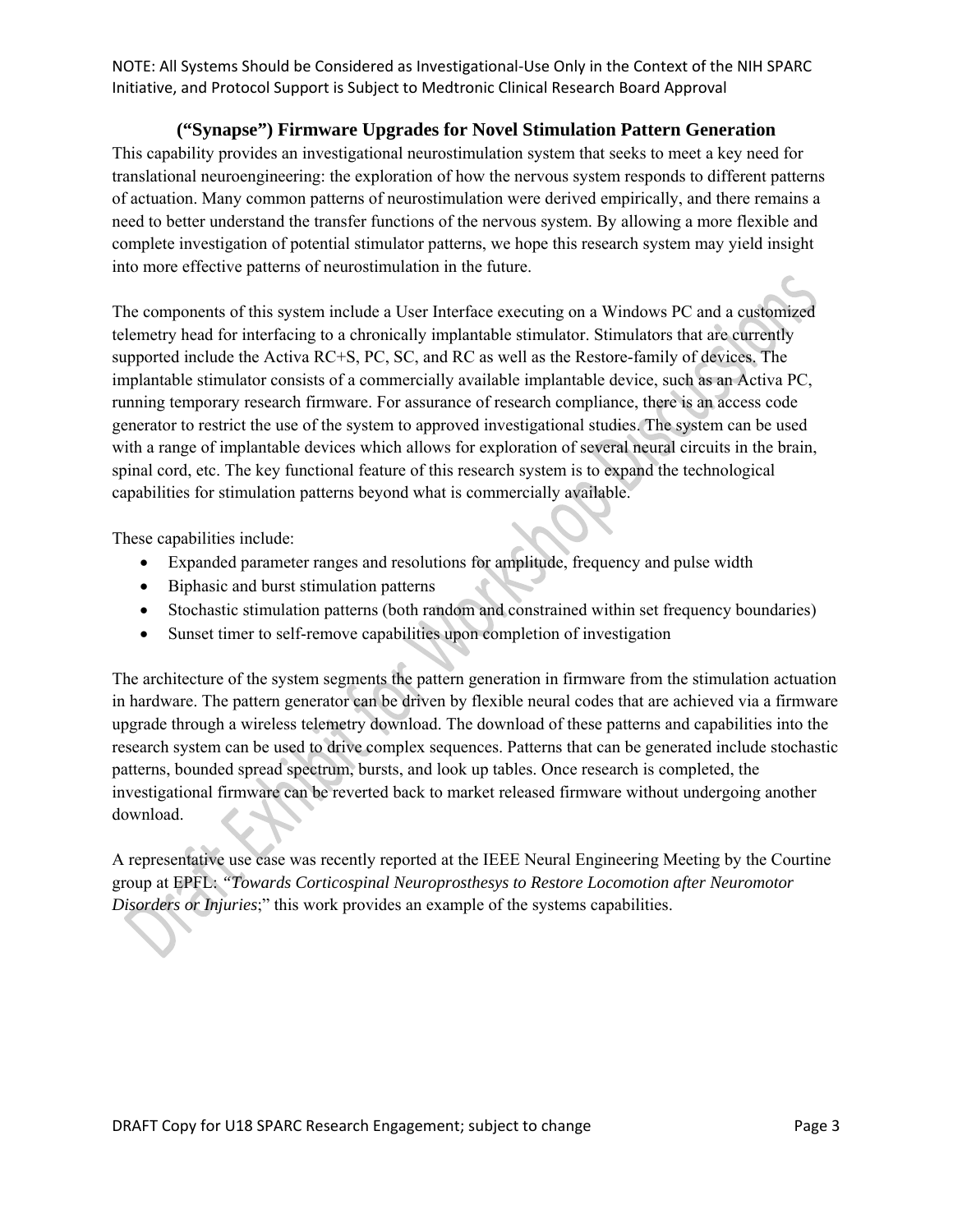### (“Synapse”) Firmware Upgrades for Novel Stimulation Pattern Generation

This capability provides an investigational neurostimulation system that seeks to meet a key need for translational neuroengineering: the exploration of how the nervous system responds to different patterns of actuation. Many common patterns of neurostimulation were derived empirically, and there remains a need to better understand the transfer functions of the nervous system. By allowing a more flexible and complete investigation of potential stimulator patterns, we hope this research system may yield insight into more effective patterns of neurostimulation in the future.

The components of this system include a User Interface executing on a Windows PC and a customized telemetry head for interfacing to a chronically implantable stimulator. Stimulators that are currently supported include the Activa RC+S, PC, SC, and RC as well as the Restore-family of devices. The implantable stimulator consists of a commercially available implantable device, such as an Activa PC, running temporary research firmware. For assurance of research compliance, there is an access code generator to restrict the use of the system to approved investigational studies. The system can be used with a range of implantable devices which allows for exploration of several neural circuits in the brain, spinal cord, etc. The key functional feature of this research system is to expand the technological capabilities for stimulation patterns beyond what is commercially available.

These capabilities include:

- Expanded parameter ranges and resolutions for amplitude, frequency and pulse width
- Biphasic and burst stimulation patterns
- Stochastic stimulation patterns (both random and constrained within set frequency boundaries)
- Sunset timer to self-remove capabilities upon completion of investigation

The architecture of the system segments the pattern generation in firmware from the stimulation actuation in hardware. The pattern generator can be driven by flexible neural codes that are achieved via a firmware upgrade through a wireless telemetry download. The download of these patterns and capabilities into the research system can be used to drive complex sequences. Patterns that can be generated include stochastic patterns, bounded spread spectrum, bursts, and look up tables. Once research is completed, the investigational firmware can be reverted back to market released firmware without undergoing another download.

A representative use case was recently reported at the IEEE Neural Engineering Meeting by the Courtine group at EPFL: *“Towards Corticospinal Neuroprosthesys to Restore Locomotion after Neuromotor Disorders or Injuries*;” this work provides an example of the systems capabilities.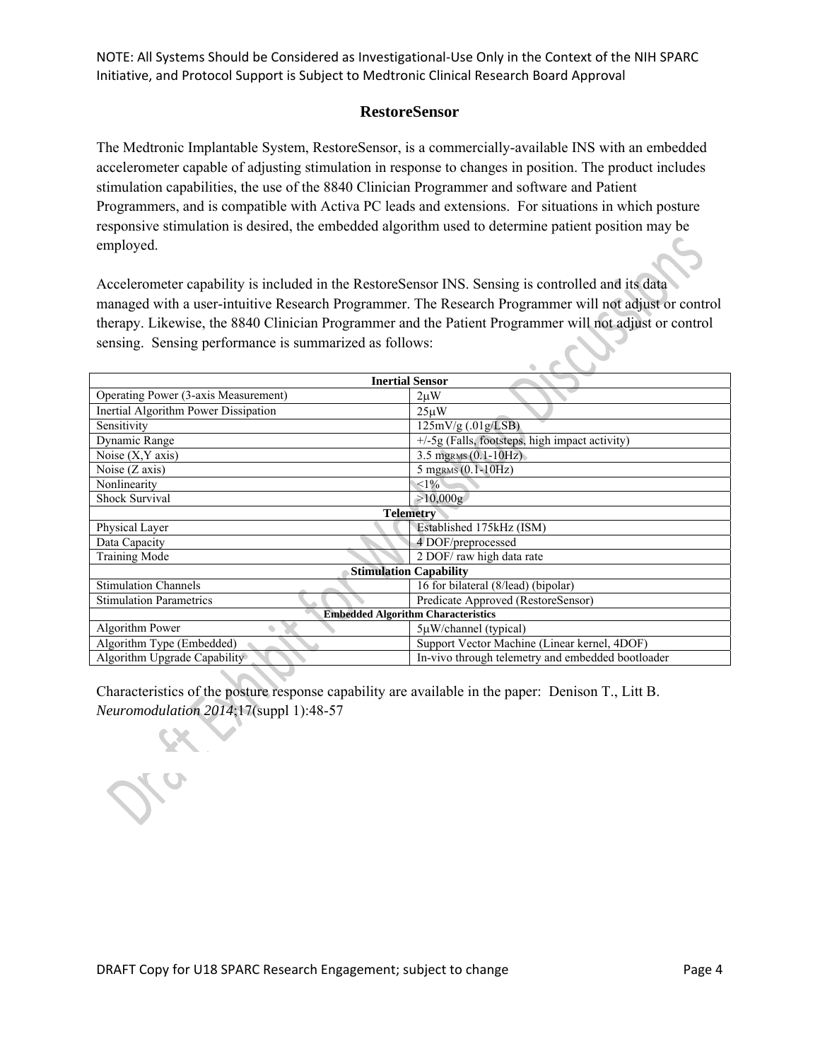## RestoreSensor

The Medtronic Implantable System, RestoreSensor, is a commercially-available INS with an embedded accelerometer capable of adjusting stimulation in response to changes in position. The product includes stimulation capabilities, the use of the 8840 Clinician Programmer and software and Patient Programmers, and is compatible with Activa PC leads and extensions. For situations in which posture responsive stimulation is desired, the embedded algorithm used to determine patient position may be employed.

Accelerometer capability is included in the RestoreSensor INS. Sensing is controlled and its data managed with a user-intuitive Research Programmer. The Research Programmer will not adjust or control therapy. Likewise, the 8840 Clinician Programmer and the Patient Programmer will not adjust or control sensing. Sensing performance is summarized as follows:

| | |
|---|---|
| **Inertial Sensor** | |
| Operating Power (3-axis Measurement) | 2μW |
| Inertial Algorithm Power Dissipation | 25μW |
| Sensitivity | 125mV/g (.01g/LSB) |
| Dynamic Range | +/-5g (Falls, footsteps, high impact activity) |
| Noise (X,Y axis) | 3.5 $mg_{RMS}$ (0.1-10Hz) |
| Noise (Z axis) | 5 $mg_{RMS}$ (0.1-10Hz) |
| Nonlinearity | <1% |
| Shock Survival | >10,000g |
| **Telemetry** | |
| Physical Layer | Established 175kHz (ISM) |
| Data Capacity | 4 DOF/preprocessed |
| Training Mode | 2 DOF/ raw high data rate |
| **Stimulation Capability** | |
| Stimulation Channels | 16 for bilateral (8/lead) (bipolar) |
| Stimulation Parametrics | Predicate Approved (RestoreSensor) |
| **Embedded Algorithm Characteristics** | |
| Algorithm Power | 5μW/channel (typical) |
| Algorithm Type (Embedded) | Support Vector Machine (Linear kernel, 4DOF) |
| Algorithm Upgrade Capability | In-vivo through telemetry and embedded bootloader |

Characteristics of the posture response capability are available in the paper: Denison T., Litt B. *Neuromodulation 2014*;17(suppl 1):48-57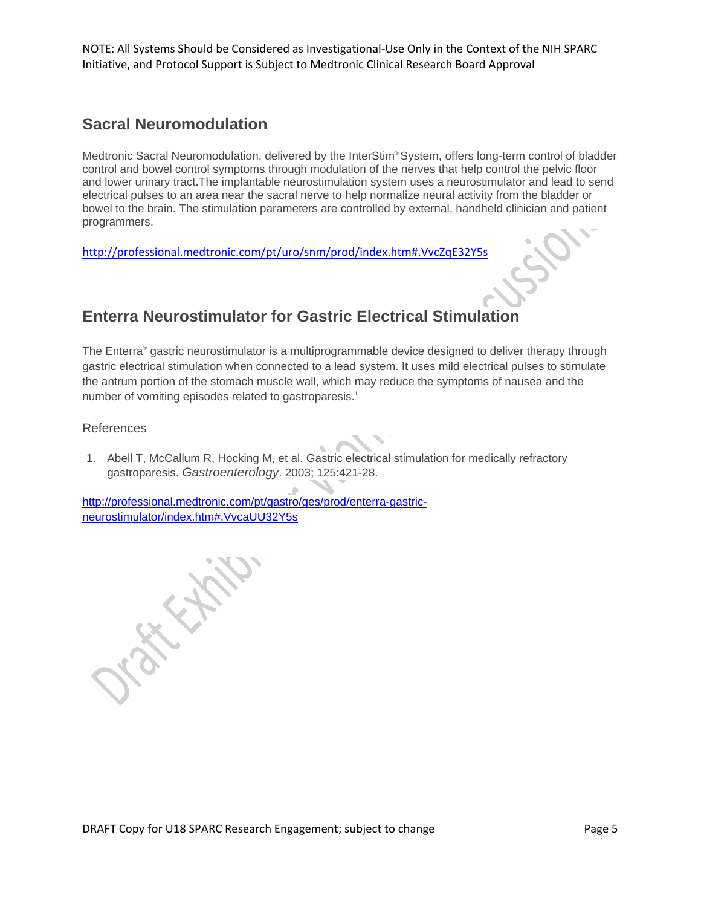## Sacral Neuromodulation

Medtronic Sacral Neuromodulation, delivered by the InterStim® System, offers long-term control of bladder control and bowel control symptoms through modulation of the nerves that help control the pelvic floor and lower urinary tract.The implantable neurostimulation system uses a neurostimulator and lead to send electrical pulses to an area near the sacral nerve to help normalize neural activity from the bladder or bowel to the brain. The stimulation parameters are controlled by external, handheld clinician and patient programmers.

http://professional.medtronic.com/pt/uro/snm/prod/index.htm#.VvcZqE32Y5s

## Enterra Neurostimulator for Gastric Electrical Stimulation

The Enterra® gastric neurostimulator is a multiprogrammable device designed to deliver therapy through gastric electrical stimulation when connected to a lead system. It uses mild electrical pulses to stimulate the antrum portion of the stomach muscle wall, which may reduce the symptoms of nausea and the number of vomiting episodes related to gastroparesis.[1]

### References

1. Abell T, McCallum R, Hocking M, et al. Gastric electrical stimulation for medically refractory gastroparesis. *Gastroenterology*. 2003; 125:421-28.

http://professional.medtronic.com/pt/gastro/ges/prod/enterra-gastric-neurostimulator/index.htm#.VvcaUU32Y5s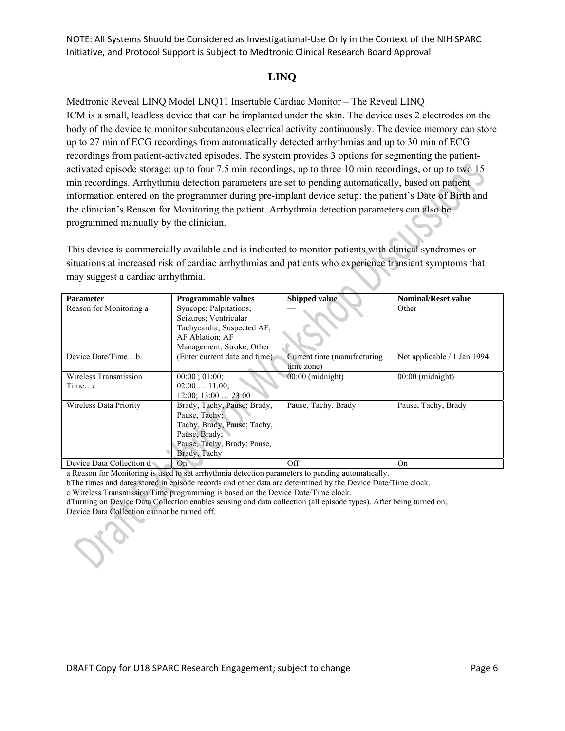## LINQ

Medtronic Reveal LINQ Model LNQ11 Insertable Cardiac Monitor – The Reveal LINQ ICM is a small, leadless device that can be implanted under the skin. The device uses 2 electrodes on the body of the device to monitor subcutaneous electrical activity continuously. The device memory can store up to 27 min of ECG recordings from automatically detected arrhythmias and up to 30 min of ECG recordings from patient-activated episodes. The system provides 3 options for segmenting the patient-activated episode storage: up to four 7.5 min recordings, up to three 10 min recordings, or up to two 15 min recordings. Arrhythmia detection parameters are set to pending automatically, based on patient information entered on the programmer during pre-implant device setup: the patient's Date of Birth and the clinician's Reason for Monitoring the patient. Arrhythmia detection parameters can also be programmed manually by the clinician.

This device is commercially available and is indicated to monitor patients with clinical syndromes or situations at increased risk of cardiac arrhythmias and patients who experience transient symptoms that may suggest a cardiac arrhythmia.

| Parameter | Programmable values | Shipped value | Nominal/Reset value |
|---|---|---|---|
| Reason for Monitoring a | Syncope; Palpitations; Seizures; Ventricular Tachycardia; Suspected AF; AF Ablation; AF Management; Stroke; Other | — | Other |
| Device Date/Time…b | (Enter current date and time) | Current time (manufacturing time zone) | Not applicable / 1 Jan 1994 |
| Wireless Transmission Time…c | 00:00 ; 01:00; 02:00 … 11:00; 12:00; 13:00 … 23:00 | 00:00 (midnight) | 00:00 (midnight) |
| Wireless Data Priority | Brady, Tachy, Pause; Brady, Pause, Tachy; Tachy, Brady, Pause; Tachy, Pause, Brady; Pause, Tachy, Brady; Pause, Brady, Tachy | Pause, Tachy, Brady | Pause, Tachy, Brady |
| Device Data Collection d | On | Off | On |

a Reason for Monitoring is used to set arrhythmia detection parameters to pending automatically.
bThe times and dates stored in episode records and other data are determined by the Device Date/Time clock.
c Wireless Transmission Time programming is based on the Device Date/Time clock.
dTurning on Device Data Collection enables sensing and data collection (all episode types). After being turned on, Device Data Collection cannot be turned off.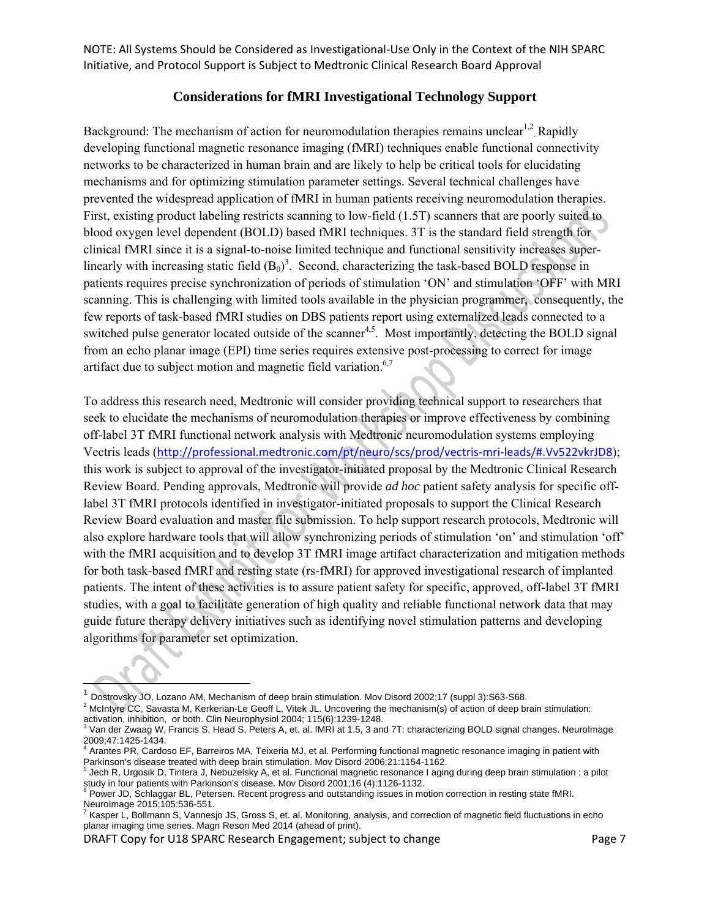NOTE: All Systems Should be Considered as Investigational-Use Only in the Context of the NIH SPARC Initiative, and Protocol Support is Subject to Medtronic Clinical Research Board Approval

## Considerations for fMRI Investigational Technology Support

Background: The mechanism of action for neuromodulation therapies remains unclear[1,2]. Rapidly developing functional magnetic resonance imaging (fMRI) techniques enable functional connectivity networks to be characterized in human brain and are likely to help be critical tools for elucidating mechanisms and for optimizing stimulation parameter settings. Several technical challenges have prevented the widespread application of fMRI in human patients receiving neuromodulation therapies. First, existing product labeling restricts scanning to low-field (1.5T) scanners that are poorly suited to blood oxygen level dependent (BOLD) based fMRI techniques. 3T is the standard field strength for clinical fMRI since it is a signal-to-noise limited technique and functional sensitivity increases super-linearly with increasing static field ($B_0$)[3]. Second, characterizing the task-based BOLD response in patients requires precise synchronization of periods of stimulation 'ON' and stimulation 'OFF' with MRI scanning. This is challenging with limited tools available in the physician programmer, consequently, the few reports of task-based fMRI studies on DBS patients report using externalized leads connected to a switched pulse generator located outside of the scanner[4,5]. Most importantly, detecting the BOLD signal from an echo planar image (EPI) time series requires extensive post-processing to correct for image artifact due to subject motion and magnetic field variation.[6,7]

To address this research need, Medtronic will consider providing technical support to researchers that seek to elucidate the mechanisms of neuromodulation therapies or improve effectiveness by combining off-label 3T fMRI functional network analysis with Medtronic neuromodulation systems employing Vectris leads (http://professional.medtronic.com/pt/neuro/scs/prod/vectris-mri-leads/#.Vv522vkrJD8); this work is subject to approval of the investigator-initiated proposal by the Medtronic Clinical Research Review Board. Pending approvals, Medtronic will provide *ad hoc* patient safety analysis for specific off-label 3T fMRI protocols identified in investigator-initiated proposals to support the Clinical Research Review Board evaluation and master file submission. To help support research protocols, Medtronic will also explore hardware tools that will allow synchronizing periods of stimulation 'on' and stimulation 'off' with the fMRI acquisition and to develop 3T fMRI image artifact characterization and mitigation methods for both task-based fMRI and resting state (rs-fMRI) for approved investigational research of implanted patients. The intent of these activities is to assure patient safety for specific, approved, off-label 3T fMRI studies, with a goal to facilitate generation of high quality and reliable functional network data that may guide future therapy delivery initiatives such as identifying novel stimulation patterns and developing algorithms for parameter set optimization.

---

[1] Dostrovsky JO, Lozano AM, Mechanism of deep brain stimulation. Mov Disord 2002;17 (suppl 3):S63-S68.

[2] McIntyre CC, Savasta M, Kerkerian-Le Geoff L, Vitek JL. Uncovering the mechanism(s) of action of deep brain stimulation: activation, inhibition, or both. Clin Neurophysiol 2004; 115(6):1239-1248.

[3] Van der Zwaag W, Francis S, Head S, Peters A, et. al. fMRI at 1.5, 3 and 7T: characterizing BOLD signal changes. NeuroImage 2009;47:1425-1434.

[4] Arantes PR, Cardoso EF, Barreiros MA, Teixeria MJ, et al. Performing functional magnetic resonance imaging in patient with Parkinson's disease treated with deep brain stimulation. Mov Disord 2006;21:1154-1162.

[5] Jech R, Urgosik D, Tintera J, Nebuzelsky A, et al. Functional magnetic resonance I aging during deep brain stimulation : a pilot study in four patients with Parkinson's disease. Mov Disord 2001;16 (4):1126-1132.

[6] Power JD, Schlaggar BL, Petersen. Recent progress and outstanding issues in motion correction in resting state fMRI. NeuroImage 2015;105:536-551.

[7] Kasper L, Bollmann S, Vannesjo JS, Gross S, et. al. Monitoring, analysis, and correction of magnetic field fluctuations in echo planar imaging time series. Magn Reson Med 2014 (ahead of print).

DRAFT Copy for U18 SPARC Research Engagement; subject to change